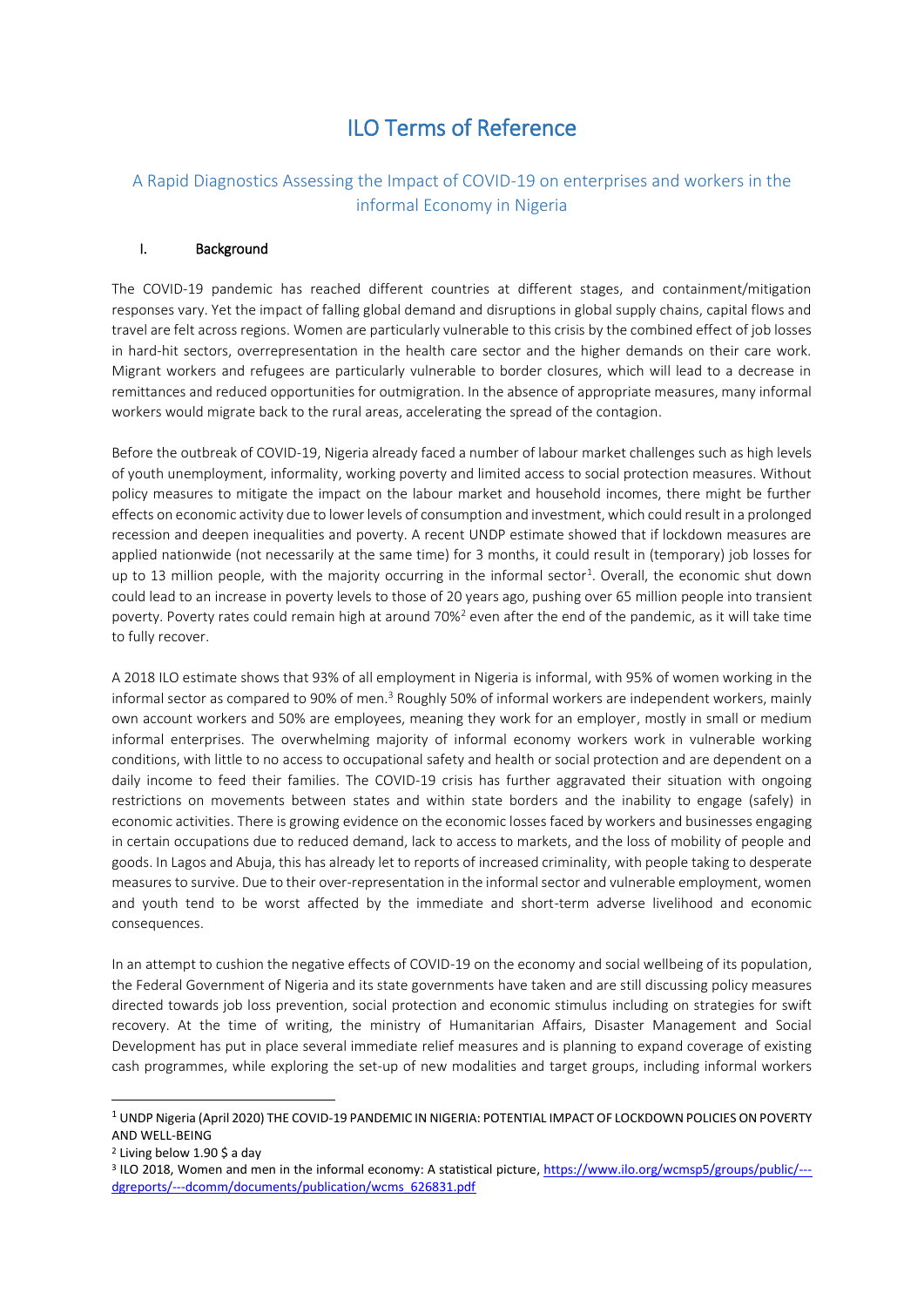# ILO Terms of Reference

## A Rapid Diagnostics Assessing the Impact of COVID-19 on enterprises and workers in the informal Economy in Nigeria

### I. Background

The COVID-19 pandemic has reached different countries at different stages, and containment/mitigation responses vary. Yet the impact of falling global demand and disruptions in global supply chains, capital flows and travel are felt across regions. Women are particularly vulnerable to this crisis by the combined effect of job losses in hard-hit sectors, overrepresentation in the health care sector and the higher demands on their care work. Migrant workers and refugees are particularly vulnerable to border closures, which will lead to a decrease in remittances and reduced opportunities for outmigration. In the absence of appropriate measures, many informal workers would migrate back to the rural areas, accelerating the spread of the contagion.

Before the outbreak of COVID-19, Nigeria already faced a number of labour market challenges such as high levels of youth unemployment, informality, working poverty and limited access to social protection measures. Without policy measures to mitigate the impact on the labour market and household incomes, there might be further effects on economic activity due to lower levels of consumption and investment, which could result in a prolonged recession and deepen inequalities and poverty. A recent UNDP estimate showed that if lockdown measures are applied nationwide (not necessarily at the same time) for 3 months, it could result in (temporary) job losses for up to 13 million people, with the majority occurring in the informal sector[1]. Overall, the economic shut down could lead to an increase in poverty levels to those of 20 years ago, pushing over 65 million people into transient poverty. Poverty rates could remain high at around 70%[2] even after the end of the pandemic, as it will take time to fully recover.

A 2018 ILO estimate shows that 93% of all employment in Nigeria is informal, with 95% of women working in the informal sector as compared to 90% of men.[3] Roughly 50% of informal workers are independent workers, mainly own account workers and 50% are employees, meaning they work for an employer, mostly in small or medium informal enterprises. The overwhelming majority of informal economy workers work in vulnerable working conditions, with little to no access to occupational safety and health or social protection and are dependent on a daily income to feed their families. The COVID-19 crisis has further aggravated their situation with ongoing restrictions on movements between states and within state borders and the inability to engage (safely) in economic activities. There is growing evidence on the economic losses faced by workers and businesses engaging in certain occupations due to reduced demand, lack to access to markets, and the loss of mobility of people and goods. In Lagos and Abuja, this has already let to reports of increased criminality, with people taking to desperate measures to survive. Due to their over-representation in the informal sector and vulnerable employment, women and youth tend to be worst affected by the immediate and short-term adverse livelihood and economic consequences.

In an attempt to cushion the negative effects of COVID-19 on the economy and social wellbeing of its population, the Federal Government of Nigeria and its state governments have taken and are still discussing policy measures directed towards job loss prevention, social protection and economic stimulus including on strategies for swift recovery. At the time of writing, the ministry of Humanitarian Affairs, Disaster Management and Social Development has put in place several immediate relief measures and is planning to expand coverage of existing cash programmes, while exploring the set-up of new modalities and target groups, including informal workers

---

[1] UNDP Nigeria (April 2020) THE COVID-19 PANDEMIC IN NIGERIA: POTENTIAL IMPACT OF LOCKDOWN POLICIES ON POVERTY AND WELL-BEING

[2] Living below 1.90 $ a day

[3] ILO 2018, Women and men in the informal economy: A statistical picture, https://www.ilo.org/wcmsp5/groups/public/---dgreports/---dcomm/documents/publication/wcms_626831.pdf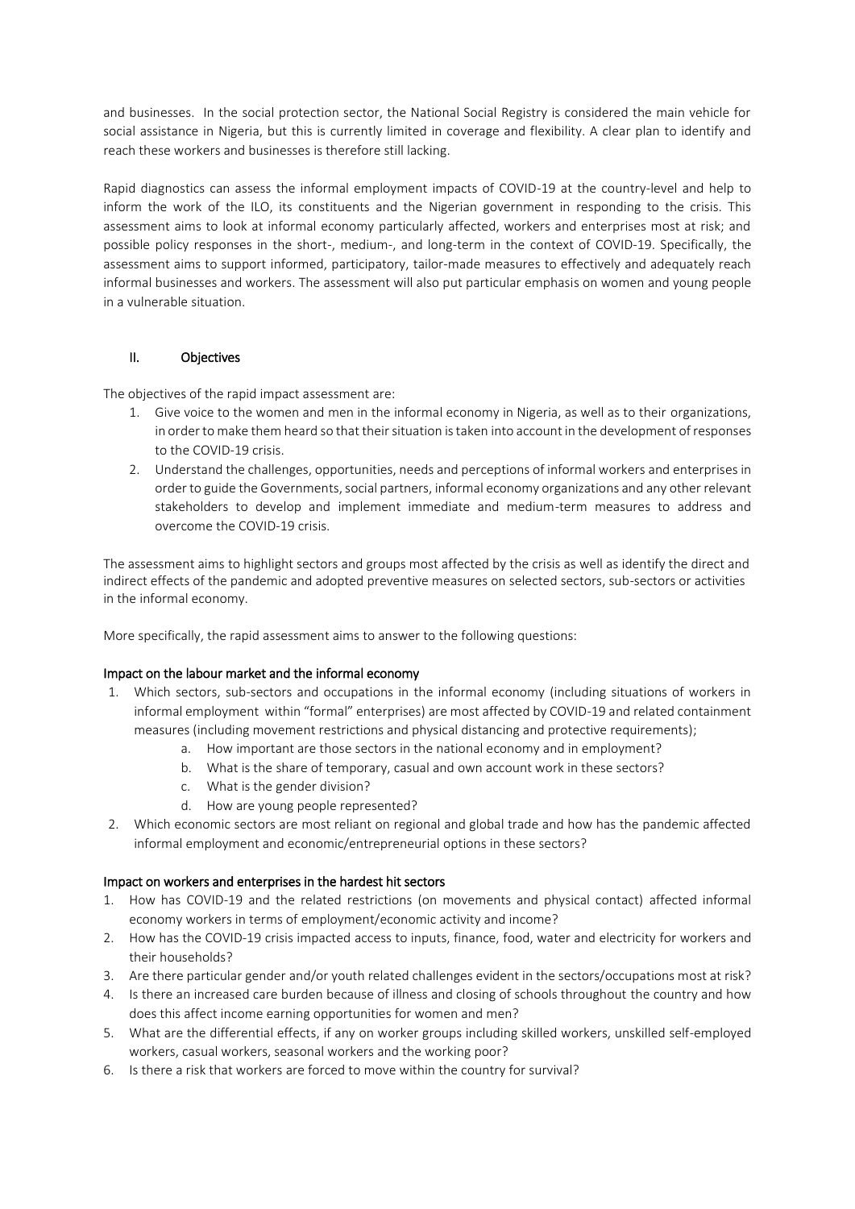and businesses. In the social protection sector, the National Social Registry is considered the main vehicle for social assistance in Nigeria, but this is currently limited in coverage and flexibility. A clear plan to identify and reach these workers and businesses is therefore still lacking.

Rapid diagnostics can assess the informal employment impacts of COVID-19 at the country-level and help to inform the work of the ILO, its constituents and the Nigerian government in responding to the crisis. This assessment aims to look at informal economy particularly affected, workers and enterprises most at risk; and possible policy responses in the short-, medium-, and long-term in the context of COVID-19. Specifically, the assessment aims to support informed, participatory, tailor-made measures to effectively and adequately reach informal businesses and workers. The assessment will also put particular emphasis on women and young people in a vulnerable situation.

## II. Objectives

The objectives of the rapid impact assessment are:

1. Give voice to the women and men in the informal economy in Nigeria, as well as to their organizations, in order to make them heard so that their situation is taken into account in the development of responses to the COVID-19 crisis.
2. Understand the challenges, opportunities, needs and perceptions of informal workers and enterprises in order to guide the Governments, social partners, informal economy organizations and any other relevant stakeholders to develop and implement immediate and medium-term measures to address and overcome the COVID-19 crisis.

The assessment aims to highlight sectors and groups most affected by the crisis as well as identify the direct and indirect effects of the pandemic and adopted preventive measures on selected sectors, sub-sectors or activities in the informal economy.

More specifically, the rapid assessment aims to answer to the following questions:

### Impact on the labour market and the informal economy

1. Which sectors, sub-sectors and occupations in the informal economy (including situations of workers in informal employment within "formal" enterprises) are most affected by COVID-19 and related containment measures (including movement restrictions and physical distancing and protective requirements);
    a. How important are those sectors in the national economy and in employment?
    b. What is the share of temporary, casual and own account work in these sectors?
    c. What is the gender division?
    d. How are young people represented?
2. Which economic sectors are most reliant on regional and global trade and how has the pandemic affected informal employment and economic/entrepreneurial options in these sectors?

### Impact on workers and enterprises in the hardest hit sectors

1. How has COVID-19 and the related restrictions (on movements and physical contact) affected informal economy workers in terms of employment/economic activity and income?
2. How has the COVID-19 crisis impacted access to inputs, finance, food, water and electricity for workers and their households?
3. Are there particular gender and/or youth related challenges evident in the sectors/occupations most at risk?
4. Is there an increased care burden because of illness and closing of schools throughout the country and how does this affect income earning opportunities for women and men?
5. What are the differential effects, if any on worker groups including skilled workers, unskilled self-employed workers, casual workers, seasonal workers and the working poor?
6. Is there a risk that workers are forced to move within the country for survival?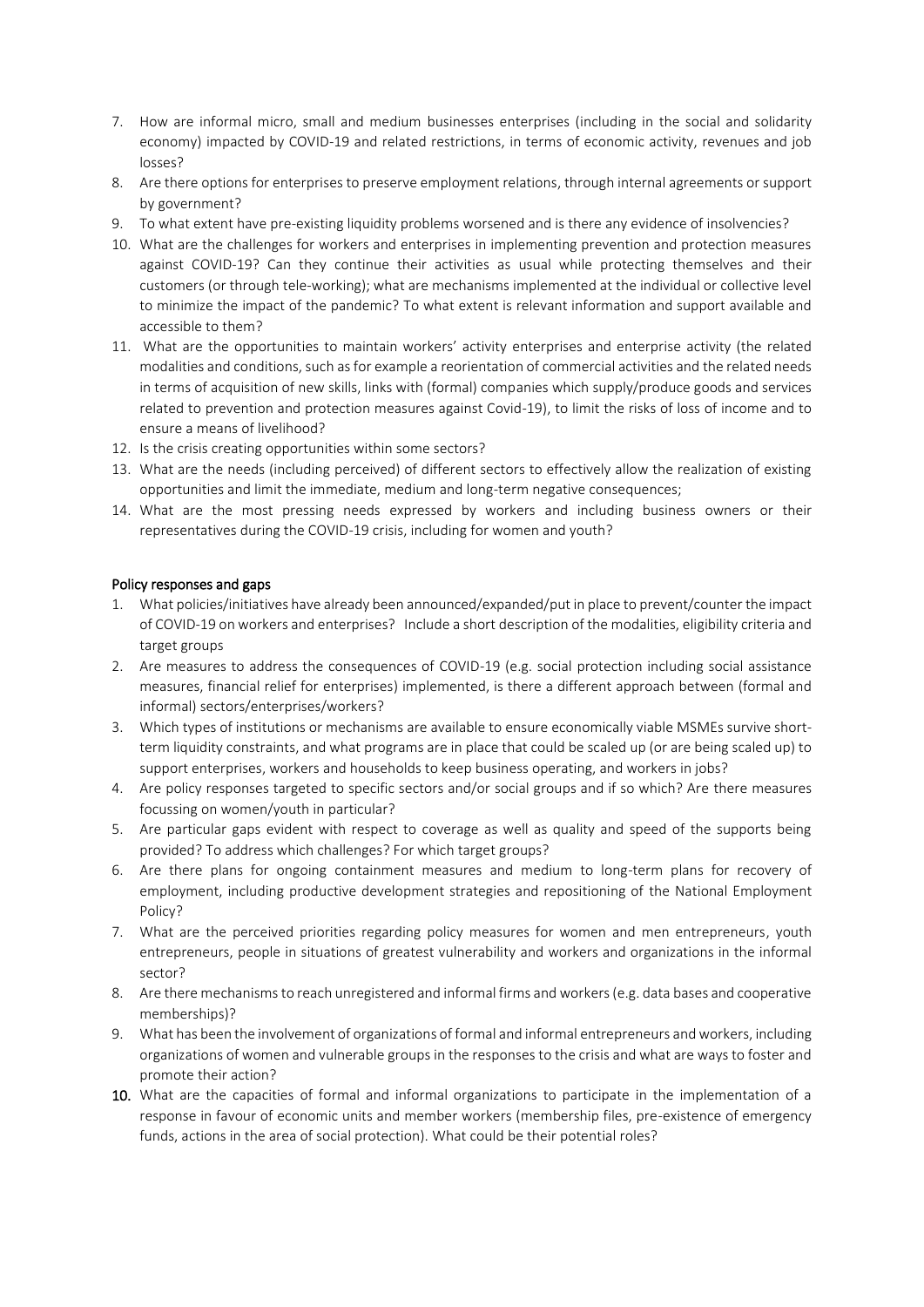7. How are informal micro, small and medium businesses enterprises (including in the social and solidarity economy) impacted by COVID-19 and related restrictions, in terms of economic activity, revenues and job losses?
8. Are there options for enterprises to preserve employment relations, through internal agreements or support by government?
9. To what extent have pre-existing liquidity problems worsened and is there any evidence of insolvencies?
10. What are the challenges for workers and enterprises in implementing prevention and protection measures against COVID-19? Can they continue their activities as usual while protecting themselves and their customers (or through tele-working); what are mechanisms implemented at the individual or collective level to minimize the impact of the pandemic? To what extent is relevant information and support available and accessible to them?
11. What are the opportunities to maintain workers' activity enterprises and enterprise activity (the related modalities and conditions, such as for example a reorientation of commercial activities and the related needs in terms of acquisition of new skills, links with (formal) companies which supply/produce goods and services related to prevention and protection measures against Covid-19), to limit the risks of loss of income and to ensure a means of livelihood?
12. Is the crisis creating opportunities within some sectors?
13. What are the needs (including perceived) of different sectors to effectively allow the realization of existing opportunities and limit the immediate, medium and long-term negative consequences;
14. What are the most pressing needs expressed by workers and including business owners or their representatives during the COVID-19 crisis, including for women and youth?

## Policy responses and gaps

1. What policies/initiatives have already been announced/expanded/put in place to prevent/counter the impact of COVID-19 on workers and enterprises? Include a short description of the modalities, eligibility criteria and target groups
2. Are measures to address the consequences of COVID-19 (e.g. social protection including social assistance measures, financial relief for enterprises) implemented, is there a different approach between (formal and informal) sectors/enterprises/workers?
3. Which types of institutions or mechanisms are available to ensure economically viable MSMEs survive short-term liquidity constraints, and what programs are in place that could be scaled up (or are being scaled up) to support enterprises, workers and households to keep business operating, and workers in jobs?
4. Are policy responses targeted to specific sectors and/or social groups and if so which? Are there measures focussing on women/youth in particular?
5. Are particular gaps evident with respect to coverage as well as quality and speed of the supports being provided? To address which challenges? For which target groups?
6. Are there plans for ongoing containment measures and medium to long-term plans for recovery of employment, including productive development strategies and repositioning of the National Employment Policy?
7. What are the perceived priorities regarding policy measures for women and men entrepreneurs, youth entrepreneurs, people in situations of greatest vulnerability and workers and organizations in the informal sector?
8. Are there mechanisms to reach unregistered and informal firms and workers (e.g. data bases and cooperative memberships)?
9. What has been the involvement of organizations of formal and informal entrepreneurs and workers, including organizations of women and vulnerable groups in the responses to the crisis and what are ways to foster and promote their action?
10. What are the capacities of formal and informal organizations to participate in the implementation of a response in favour of economic units and member workers (membership files, pre-existence of emergency funds, actions in the area of social protection). What could be their potential roles?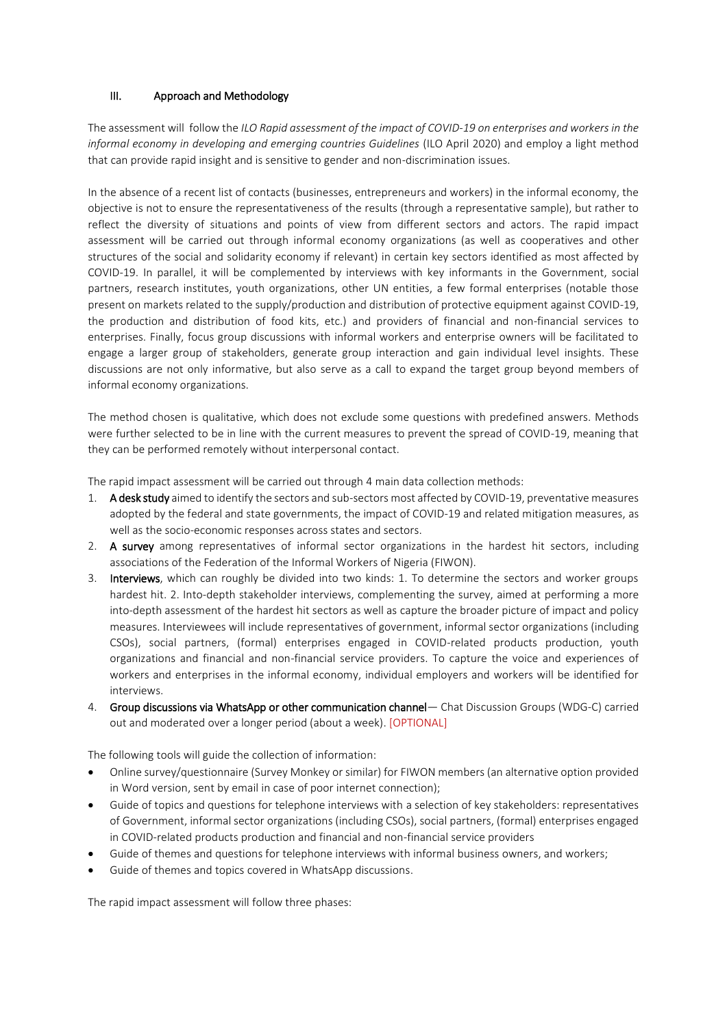## III. Approach and Methodology

The assessment will follow the *ILO Rapid assessment of the impact of COVID-19 on enterprises and workers in the informal economy in developing and emerging countries Guidelines* (ILO April 2020) and employ a light method that can provide rapid insight and is sensitive to gender and non-discrimination issues.

In the absence of a recent list of contacts (businesses, entrepreneurs and workers) in the informal economy, the objective is not to ensure the representativeness of the results (through a representative sample), but rather to reflect the diversity of situations and points of view from different sectors and actors. The rapid impact assessment will be carried out through informal economy organizations (as well as cooperatives and other structures of the social and solidarity economy if relevant) in certain key sectors identified as most affected by COVID-19. In parallel, it will be complemented by interviews with key informants in the Government, social partners, research institutes, youth organizations, other UN entities, a few formal enterprises (notable those present on markets related to the supply/production and distribution of protective equipment against COVID-19, the production and distribution of food kits, etc.) and providers of financial and non-financial services to enterprises. Finally, focus group discussions with informal workers and enterprise owners will be facilitated to engage a larger group of stakeholders, generate group interaction and gain individual level insights. These discussions are not only informative, but also serve as a call to expand the target group beyond members of informal economy organizations.

The method chosen is qualitative, which does not exclude some questions with predefined answers. Methods were further selected to be in line with the current measures to prevent the spread of COVID-19, meaning that they can be performed remotely without interpersonal contact.

The rapid impact assessment will be carried out through 4 main data collection methods:

1. **A desk study** aimed to identify the sectors and sub-sectors most affected by COVID-19, preventative measures adopted by the federal and state governments, the impact of COVID-19 and related mitigation measures, as well as the socio-economic responses across states and sectors.
2. **A survey** among representatives of informal sector organizations in the hardest hit sectors, including associations of the Federation of the Informal Workers of Nigeria (FIWON).
3. **Interviews**, which can roughly be divided into two kinds: 1. To determine the sectors and worker groups hardest hit. 2. Into-depth stakeholder interviews, complementing the survey, aimed at performing a more into-depth assessment of the hardest hit sectors as well as capture the broader picture of impact and policy measures. Interviewees will include representatives of government, informal sector organizations (including CSOs), social partners, (formal) enterprises engaged in COVID-related products production, youth organizations and financial and non-financial service providers. To capture the voice and experiences of workers and enterprises in the informal economy, individual employers and workers will be identified for interviews.
4. **Group discussions via WhatsApp or other communication channel**— Chat Discussion Groups (WDG-C) carried out and moderated over a longer period (about a week). [OPTIONAL]

The following tools will guide the collection of information:

- Online survey/questionnaire (Survey Monkey or similar) for FIWON members (an alternative option provided in Word version, sent by email in case of poor internet connection);
- Guide of topics and questions for telephone interviews with a selection of key stakeholders: representatives of Government, informal sector organizations (including CSOs), social partners, (formal) enterprises engaged in COVID-related products production and financial and non-financial service providers
- Guide of themes and questions for telephone interviews with informal business owners, and workers;
- Guide of themes and topics covered in WhatsApp discussions.

The rapid impact assessment will follow three phases: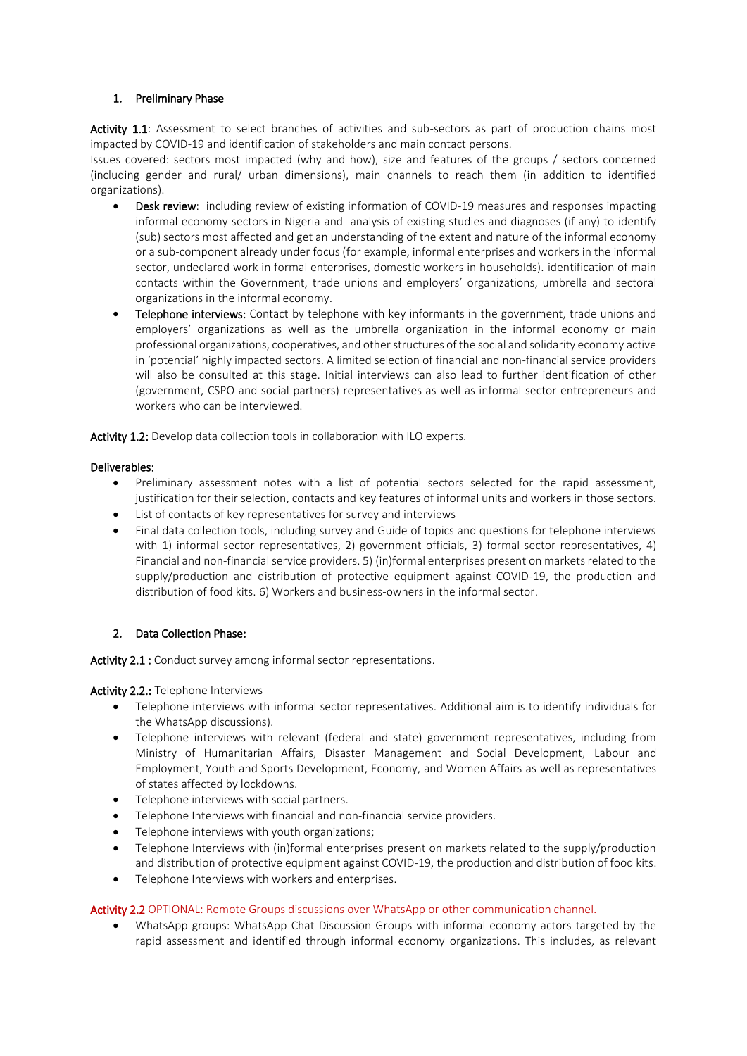## 1. Preliminary Phase

**Activity 1.1**: Assessment to select branches of activities and sub-sectors as part of production chains most impacted by COVID-19 and identification of stakeholders and main contact persons.
Issues covered: sectors most impacted (why and how), size and features of the groups / sectors concerned (including gender and rural/ urban dimensions), main channels to reach them (in addition to identified organizations).

- **Desk review**: including review of existing information of COVID-19 measures and responses impacting informal economy sectors in Nigeria and analysis of existing studies and diagnoses (if any) to identify (sub) sectors most affected and get an understanding of the extent and nature of the informal economy or a sub-component already under focus (for example, informal enterprises and workers in the informal sector, undeclared work in formal enterprises, domestic workers in households). identification of main contacts within the Government, trade unions and employers' organizations, umbrella and sectoral organizations in the informal economy.
- **Telephone interviews:** Contact by telephone with key informants in the government, trade unions and employers' organizations as well as the umbrella organization in the informal economy or main professional organizations, cooperatives, and other structures of the social and solidarity economy active in 'potential' highly impacted sectors. A limited selection of financial and non-financial service providers will also be consulted at this stage. Initial interviews can also lead to further identification of other (government, CSPO and social partners) representatives as well as informal sector entrepreneurs and workers who can be interviewed.

**Activity 1.2:** Develop data collection tools in collaboration with ILO experts.

**Deliverables:**

- Preliminary assessment notes with a list of potential sectors selected for the rapid assessment, justification for their selection, contacts and key features of informal units and workers in those sectors.
- List of contacts of key representatives for survey and interviews
- Final data collection tools, including survey and Guide of topics and questions for telephone interviews with 1) informal sector representatives, 2) government officials, 3) formal sector representatives, 4) Financial and non-financial service providers. 5) (in)formal enterprises present on markets related to the supply/production and distribution of protective equipment against COVID-19, the production and distribution of food kits. 6) Workers and business-owners in the informal sector.

## 2. Data Collection Phase:

**Activity 2.1 :** Conduct survey among informal sector representations.

**Activity 2.2.:** Telephone Interviews

- Telephone interviews with informal sector representatives. Additional aim is to identify individuals for the WhatsApp discussions).
- Telephone interviews with relevant (federal and state) government representatives, including from Ministry of Humanitarian Affairs, Disaster Management and Social Development, Labour and Employment, Youth and Sports Development, Economy, and Women Affairs as well as representatives of states affected by lockdowns.
- Telephone interviews with social partners.
- Telephone Interviews with financial and non-financial service providers.
- Telephone interviews with youth organizations;
- Telephone Interviews with (in)formal enterprises present on markets related to the supply/production and distribution of protective equipment against COVID-19, the production and distribution of food kits.
- Telephone Interviews with workers and enterprises.

**Activity 2.2** OPTIONAL: Remote Groups discussions over WhatsApp or other communication channel.

- WhatsApp groups: WhatsApp Chat Discussion Groups with informal economy actors targeted by the rapid assessment and identified through informal economy organizations. This includes, as relevant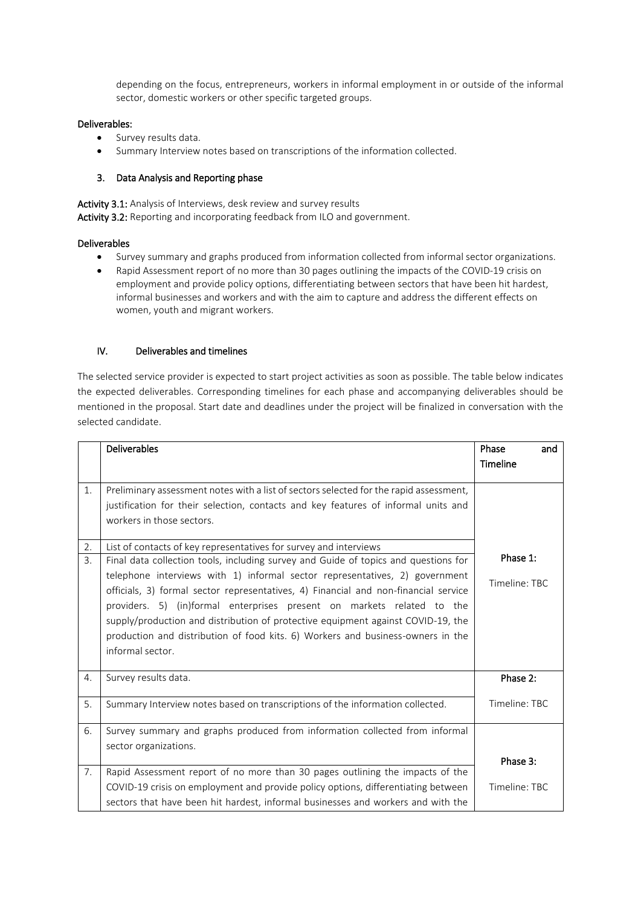depending on the focus, entrepreneurs, workers in informal employment in or outside of the informal sector, domestic workers or other specific targeted groups.

**Deliverables:**

- Survey results data.
- Summary Interview notes based on transcriptions of the information collected.

### 3. Data Analysis and Reporting phase

**Activity 3.1:** Analysis of Interviews, desk review and survey results
**Activity 3.2:** Reporting and incorporating feedback from ILO and government.

**Deliverables**

- Survey summary and graphs produced from information collected from informal sector organizations.
- Rapid Assessment report of no more than 30 pages outlining the impacts of the COVID-19 crisis on employment and provide policy options, differentiating between sectors that have been hit hardest, informal businesses and workers and with the aim to capture and address the different effects on women, youth and migrant workers.

## IV. Deliverables and timelines

The selected service provider is expected to start project activities as soon as possible. The table below indicates the expected deliverables. Corresponding timelines for each phase and accompanying deliverables should be mentioned in the proposal. Start date and deadlines under the project will be finalized in conversation with the selected candidate.

| | Deliverables | Phase and Timeline |
|---|---|---|
| 1. | Preliminary assessment notes with a list of sectors selected for the rapid assessment, justification for their selection, contacts and key features of informal units and workers in those sectors. | Phase 1: Timeline: TBC |
| 2. | List of contacts of key representatives for survey and interviews | |
| 3. | Final data collection tools, including survey and Guide of topics and questions for telephone interviews with 1) informal sector representatives, 2) government officials, 3) formal sector representatives, 4) Financial and non-financial service providers. 5) (in)formal enterprises present on markets related to the supply/production and distribution of protective equipment against COVID-19, the production and distribution of food kits. 6) Workers and business-owners in the informal sector. | |
| 4. | Survey results data. | Phase 2: Timeline: TBC |
| 5. | Summary Interview notes based on transcriptions of the information collected. | |
| 6. | Survey summary and graphs produced from information collected from informal sector organizations. | Phase 3: Timeline: TBC |
| 7. | Rapid Assessment report of no more than 30 pages outlining the impacts of the COVID-19 crisis on employment and provide policy options, differentiating between sectors that have been hit hardest, informal businesses and workers and with the | |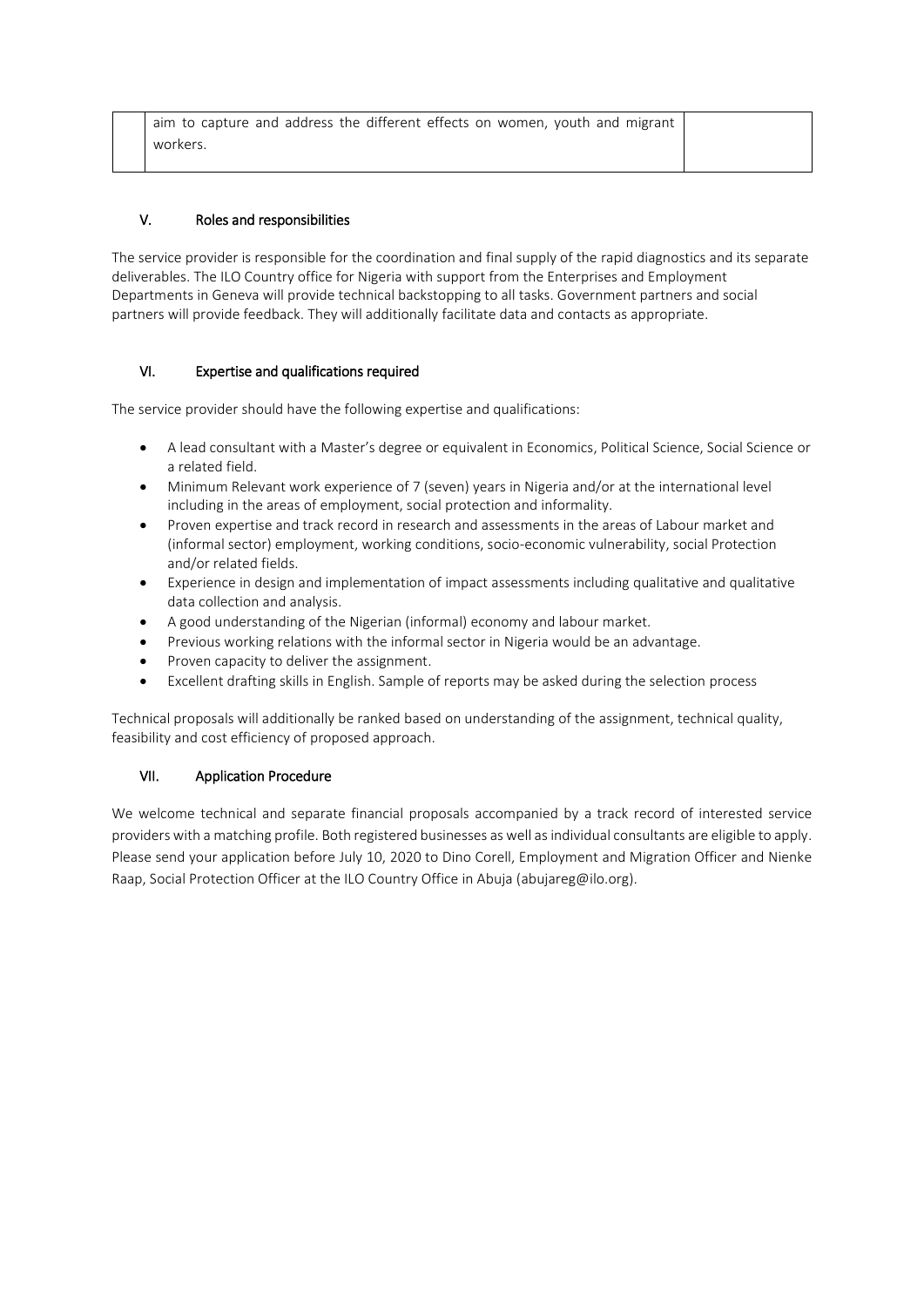| | | |
|---|---|---|
| | aim to capture and address the different effects on women, youth and migrant workers. | |

## V. Roles and responsibilities

The service provider is responsible for the coordination and final supply of the rapid diagnostics and its separate deliverables. The ILO Country office for Nigeria with support from the Enterprises and Employment Departments in Geneva will provide technical backstopping to all tasks. Government partners and social partners will provide feedback. They will additionally facilitate data and contacts as appropriate.

## VI. Expertise and qualifications required

The service provider should have the following expertise and qualifications:

- A lead consultant with a Master's degree or equivalent in Economics, Political Science, Social Science or a related field.
- Minimum Relevant work experience of 7 (seven) years in Nigeria and/or at the international level including in the areas of employment, social protection and informality.
- Proven expertise and track record in research and assessments in the areas of Labour market and (informal sector) employment, working conditions, socio-economic vulnerability, social Protection and/or related fields.
- Experience in design and implementation of impact assessments including qualitative and qualitative data collection and analysis.
- A good understanding of the Nigerian (informal) economy and labour market.
- Previous working relations with the informal sector in Nigeria would be an advantage.
- Proven capacity to deliver the assignment.
- Excellent drafting skills in English. Sample of reports may be asked during the selection process

Technical proposals will additionally be ranked based on understanding of the assignment, technical quality, feasibility and cost efficiency of proposed approach.

## VII. Application Procedure

We welcome technical and separate financial proposals accompanied by a track record of interested service providers with a matching profile. Both registered businesses as well as individual consultants are eligible to apply. Please send your application before July 10, 2020 to Dino Corell, Employment and Migration Officer and Nienke Raap, Social Protection Officer at the ILO Country Office in Abuja (abujareg@ilo.org).